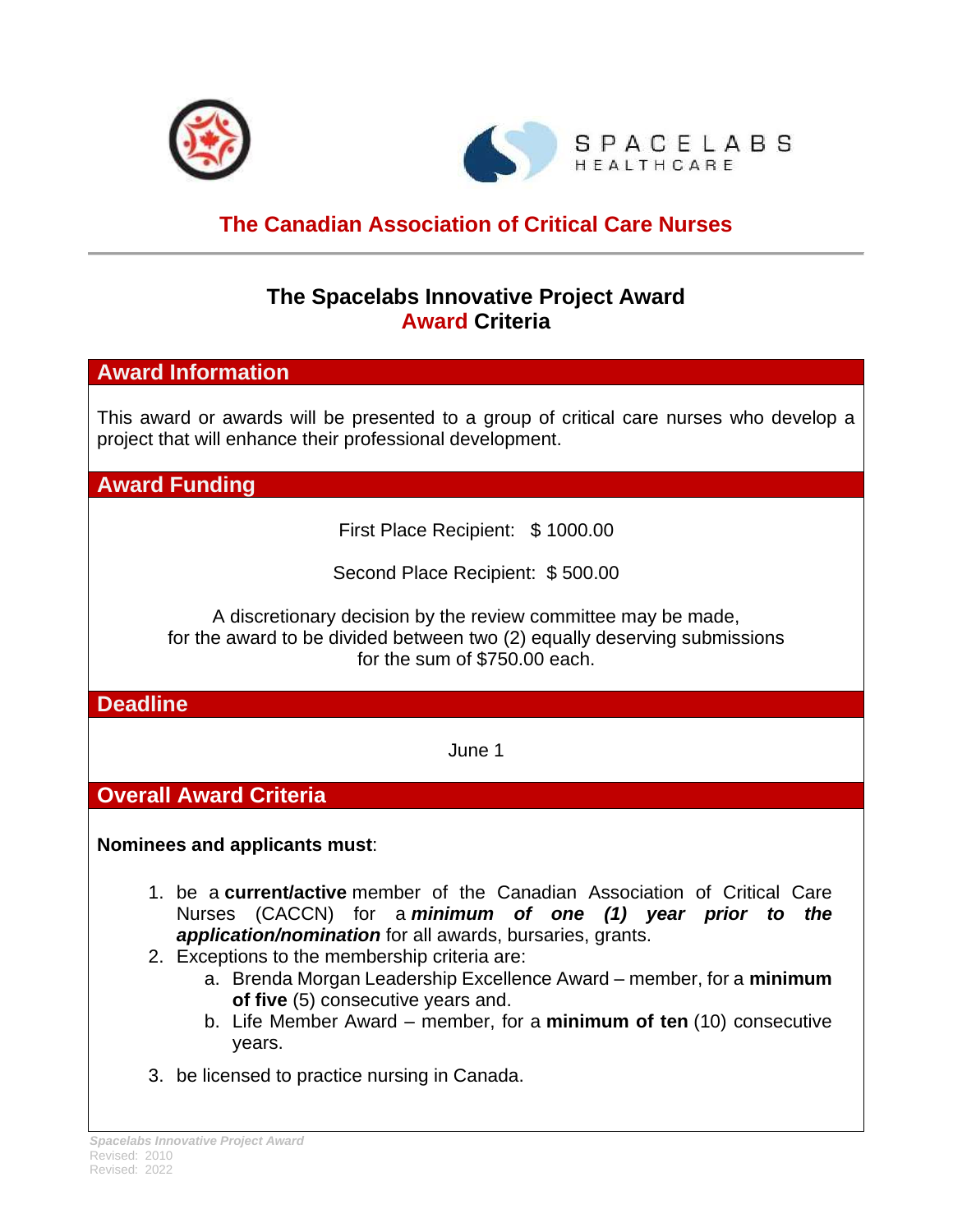# The Canadian Association of Critical Care Nurses

## The Spacelabs Innovative Project Award
## Award Criteria

### Award Information

This award or awards will be presented to a group of critical care nurses who develop a project that will enhance their professional development.

### Award Funding

First Place Recipient: $ 1000.00

Second Place Recipient: $ 500.00

A discretionary decision by the review committee may be made, for the award to be divided between two (2) equally deserving submissions for the sum of $750.00 each.

### Deadline

June 1

### Overall Award Criteria

**Nominees and applicants must**:

1. be a **current/active** member of the Canadian Association of Critical Care Nurses (CACCN) for a ***minimum of one (1) year prior to the application/nomination*** for all awards, bursaries, grants.
2. Exceptions to the membership criteria are:
   a. Brenda Morgan Leadership Excellence Award – member, for a **minimum of five** (5) consecutive years and.
   b. Life Member Award – member, for a **minimum of ten** (10) consecutive years.
3. be licensed to practice nursing in Canada.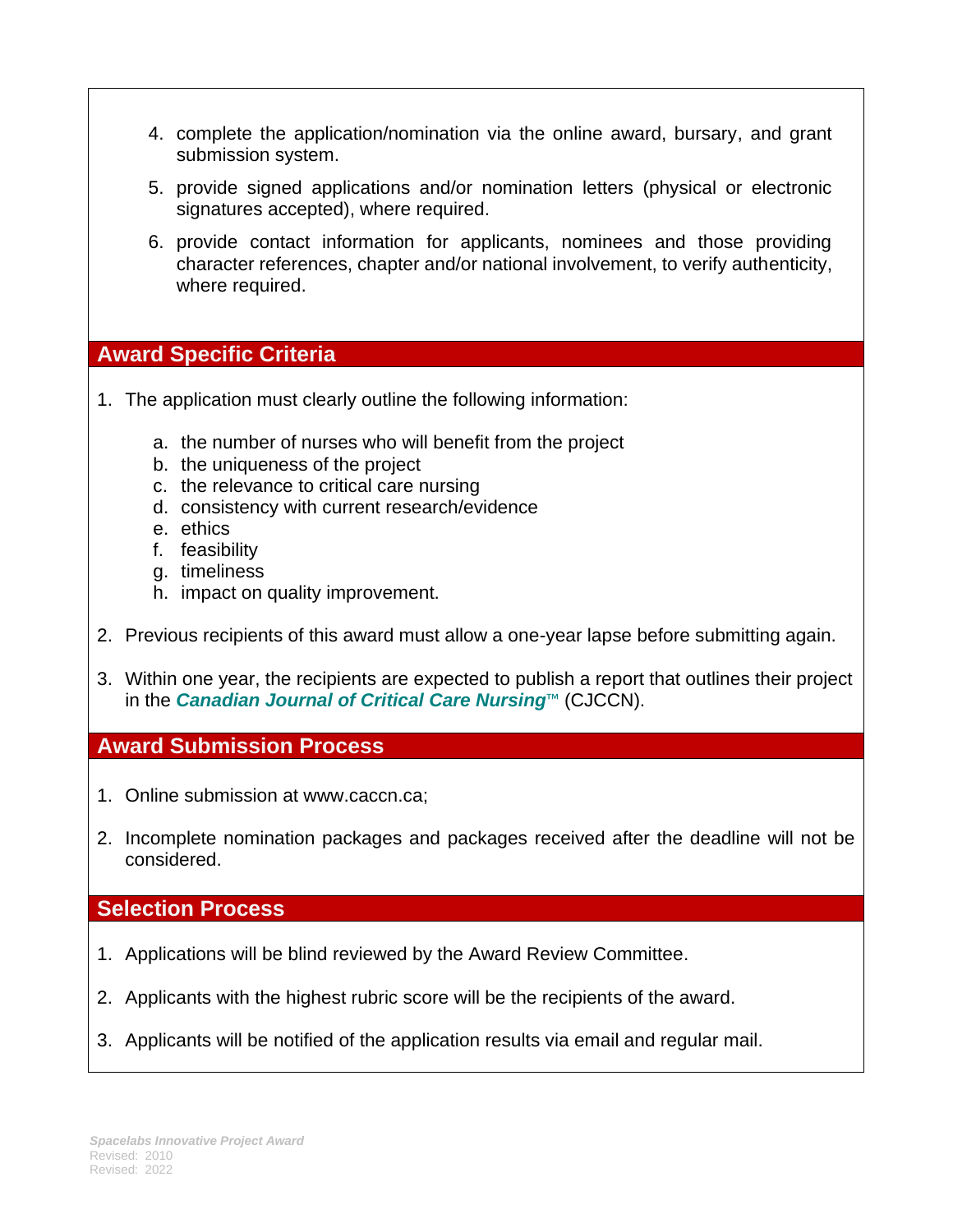4. complete the application/nomination via the online award, bursary, and grant submission system.

5. provide signed applications and/or nomination letters (physical or electronic signatures accepted), where required.

6. provide contact information for applicants, nominees and those providing character references, chapter and/or national involvement, to verify authenticity, where required.

## Award Specific Criteria

1. The application must clearly outline the following information:

   a. the number of nurses who will benefit from the project
   b. the uniqueness of the project
   c. the relevance to critical care nursing
   d. consistency with current research/evidence
   e. ethics
   f. feasibility
   g. timeliness
   h. impact on quality improvement.

2. Previous recipients of this award must allow a one-year lapse before submitting again.

3. Within one year, the recipients are expected to publish a report that outlines their project in the ***Canadian Journal of Critical Care Nursing***™ (CJCCN).

## Award Submission Process

1. Online submission at www.caccn.ca;

2. Incomplete nomination packages and packages received after the deadline will not be considered.

## Selection Process

1. Applications will be blind reviewed by the Award Review Committee.

2. Applicants with the highest rubric score will be the recipients of the award.

3. Applicants will be notified of the application results via email and regular mail.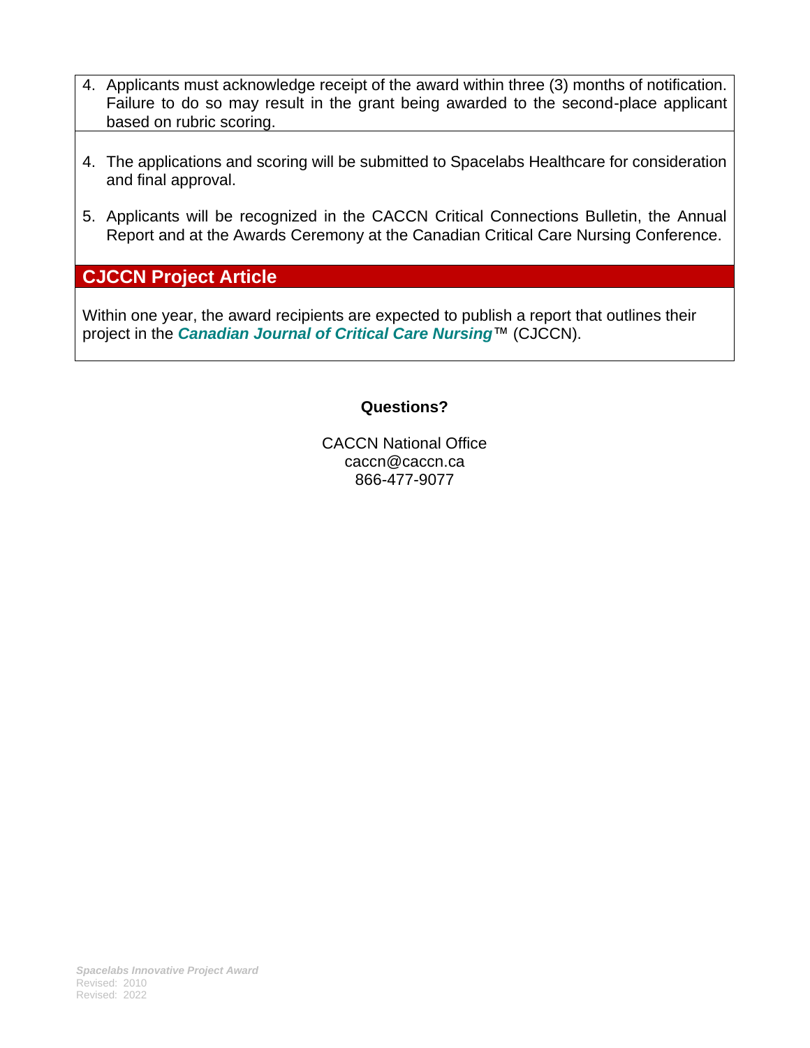4. Applicants must acknowledge receipt of the award within three (3) months of notification. Failure to do so may result in the grant being awarded to the second-place applicant based on rubric scoring.

4. The applications and scoring will be submitted to Spacelabs Healthcare for consideration and final approval.

5. Applicants will be recognized in the CACCN Critical Connections Bulletin, the Annual Report and at the Awards Ceremony at the Canadian Critical Care Nursing Conference.

## CJCCN Project Article

Within one year, the award recipients are expected to publish a report that outlines their project in the ***Canadian Journal of Critical Care Nursing***™ (CJCCN).

**Questions?**

CACCN National Office
caccn@caccn.ca
866-477-9077

*Spacelabs Innovative Project Award*
Revised: 2010
Revised: 2022